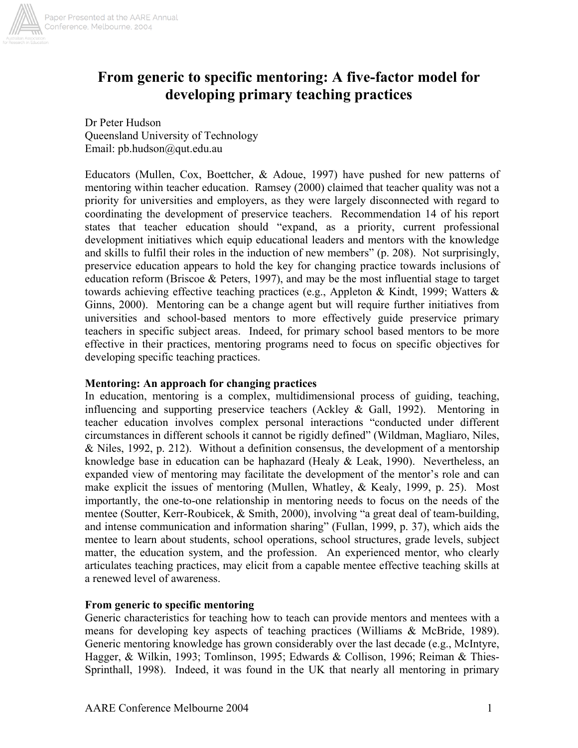# From generic to specific mentoring: A five-factor model for developing primary teaching practices

Dr Peter Hudson
Queensland University of Technology
Email: pb.hudson@qut.edu.au

Educators (Mullen, Cox, Boettcher, & Adoue, 1997) have pushed for new patterns of mentoring within teacher education. Ramsey (2000) claimed that teacher quality was not a priority for universities and employers, as they were largely disconnected with regard to coordinating the development of preservice teachers. Recommendation 14 of his report states that teacher education should "expand, as a priority, current professional development initiatives which equip educational leaders and mentors with the knowledge and skills to fulfil their roles in the induction of new members" (p. 208). Not surprisingly, preservice education appears to hold the key for changing practice towards inclusions of education reform (Briscoe & Peters, 1997), and may be the most influential stage to target towards achieving effective teaching practices (e.g., Appleton & Kindt, 1999; Watters & Ginns, 2000). Mentoring can be a change agent but will require further initiatives from universities and school-based mentors to more effectively guide preservice primary teachers in specific subject areas. Indeed, for primary school based mentors to be more effective in their practices, mentoring programs need to focus on specific objectives for developing specific teaching practices.

## Mentoring: An approach for changing practices

In education, mentoring is a complex, multidimensional process of guiding, teaching, influencing and supporting preservice teachers (Ackley & Gall, 1992). Mentoring in teacher education involves complex personal interactions "conducted under different circumstances in different schools it cannot be rigidly defined" (Wildman, Magliaro, Niles, & Niles, 1992, p. 212). Without a definition consensus, the development of a mentorship knowledge base in education can be haphazard (Healy & Leak, 1990). Nevertheless, an expanded view of mentoring may facilitate the development of the mentor's role and can make explicit the issues of mentoring (Mullen, Whatley, & Kealy, 1999, p. 25). Most importantly, the one-to-one relationship in mentoring needs to focus on the needs of the mentee (Soutter, Kerr-Roubicek, & Smith, 2000), involving "a great deal of team-building, and intense communication and information sharing" (Fullan, 1999, p. 37), which aids the mentee to learn about students, school operations, school structures, grade levels, subject matter, the education system, and the profession. An experienced mentor, who clearly articulates teaching practices, may elicit from a capable mentee effective teaching skills at a renewed level of awareness.

## From generic to specific mentoring

Generic characteristics for teaching how to teach can provide mentors and mentees with a means for developing key aspects of teaching practices (Williams & McBride, 1989). Generic mentoring knowledge has grown considerably over the last decade (e.g., McIntyre, Hagger, & Wilkin, 1993; Tomlinson, 1995; Edwards & Collison, 1996; Reiman & Thies-Sprinthall, 1998). Indeed, it was found in the UK that nearly all mentoring in primary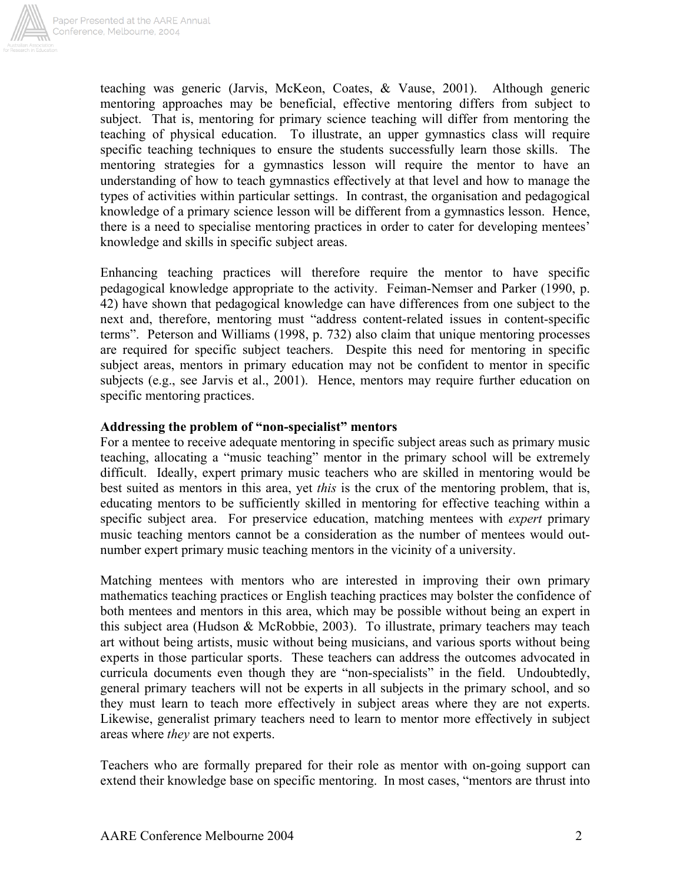teaching was generic (Jarvis, McKeon, Coates, & Vause, 2001). Although generic mentoring approaches may be beneficial, effective mentoring differs from subject to subject. That is, mentoring for primary science teaching will differ from mentoring the teaching of physical education. To illustrate, an upper gymnastics class will require specific teaching techniques to ensure the students successfully learn those skills. The mentoring strategies for a gymnastics lesson will require the mentor to have an understanding of how to teach gymnastics effectively at that level and how to manage the types of activities within particular settings. In contrast, the organisation and pedagogical knowledge of a primary science lesson will be different from a gymnastics lesson. Hence, there is a need to specialise mentoring practices in order to cater for developing mentees' knowledge and skills in specific subject areas.

Enhancing teaching practices will therefore require the mentor to have specific pedagogical knowledge appropriate to the activity. Feiman-Nemser and Parker (1990, p. 42) have shown that pedagogical knowledge can have differences from one subject to the next and, therefore, mentoring must "address content-related issues in content-specific terms". Peterson and Williams (1998, p. 732) also claim that unique mentoring processes are required for specific subject teachers. Despite this need for mentoring in specific subject areas, mentors in primary education may not be confident to mentor in specific subjects (e.g., see Jarvis et al., 2001). Hence, mentors may require further education on specific mentoring practices.

**Addressing the problem of "non-specialist" mentors**

For a mentee to receive adequate mentoring in specific subject areas such as primary music teaching, allocating a "music teaching" mentor in the primary school will be extremely difficult. Ideally, expert primary music teachers who are skilled in mentoring would be best suited as mentors in this area, yet *this* is the crux of the mentoring problem, that is, educating mentors to be sufficiently skilled in mentoring for effective teaching within a specific subject area. For preservice education, matching mentees with *expert* primary music teaching mentors cannot be a consideration as the number of mentees would out-number expert primary music teaching mentors in the vicinity of a university.

Matching mentees with mentors who are interested in improving their own primary mathematics teaching practices or English teaching practices may bolster the confidence of both mentees and mentors in this area, which may be possible without being an expert in this subject area (Hudson & McRobbie, 2003). To illustrate, primary teachers may teach art without being artists, music without being musicians, and various sports without being experts in those particular sports. These teachers can address the outcomes advocated in curricula documents even though they are "non-specialists" in the field. Undoubtedly, general primary teachers will not be experts in all subjects in the primary school, and so they must learn to teach more effectively in subject areas where they are not experts. Likewise, generalist primary teachers need to learn to mentor more effectively in subject areas where *they* are not experts.

Teachers who are formally prepared for their role as mentor with on-going support can extend their knowledge base on specific mentoring. In most cases, "mentors are thrust into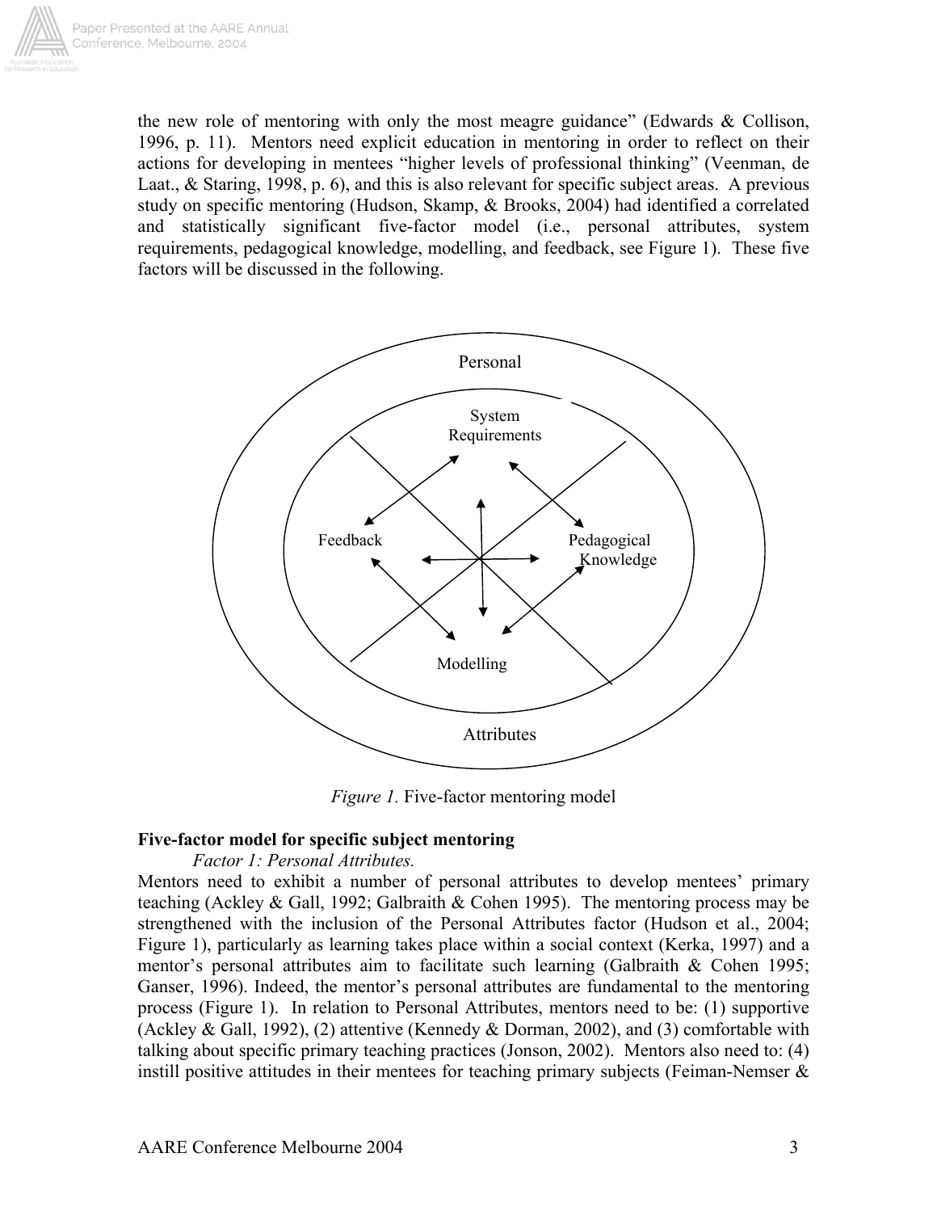the new role of mentoring with only the most meagre guidance" (Edwards & Collison, 1996, p. 11). Mentors need explicit education in mentoring in order to reflect on their actions for developing in mentees "higher levels of professional thinking" (Veenman, de Laat., & Staring, 1998, p. 6), and this is also relevant for specific subject areas. A previous study on specific mentoring (Hudson, Skamp, & Brooks, 2004) had identified a correlated and statistically significant five-factor model (i.e., personal attributes, system requirements, pedagogical knowledge, modelling, and feedback, see Figure 1). These five factors will be discussed in the following.

Personal

System Requirements

Feedback

Pedagogical Knowledge

Modelling

Attributes

*Figure 1.* Five-factor mentoring model

**Five-factor model for specific subject mentoring**

*Factor 1: Personal Attributes.*

Mentors need to exhibit a number of personal attributes to develop mentees' primary teaching (Ackley & Gall, 1992; Galbraith & Cohen 1995). The mentoring process may be strengthened with the inclusion of the Personal Attributes factor (Hudson et al., 2004; Figure 1), particularly as learning takes place within a social context (Kerka, 1997) and a mentor's personal attributes aim to facilitate such learning (Galbraith & Cohen 1995; Ganser, 1996). Indeed, the mentor's personal attributes are fundamental to the mentoring process (Figure 1). In relation to Personal Attributes, mentors need to be: (1) supportive (Ackley & Gall, 1992), (2) attentive (Kennedy & Dorman, 2002), and (3) comfortable with talking about specific primary teaching practices (Jonson, 2002). Mentors also need to: (4) instill positive attitudes in their mentees for teaching primary subjects (Feiman-Nemser &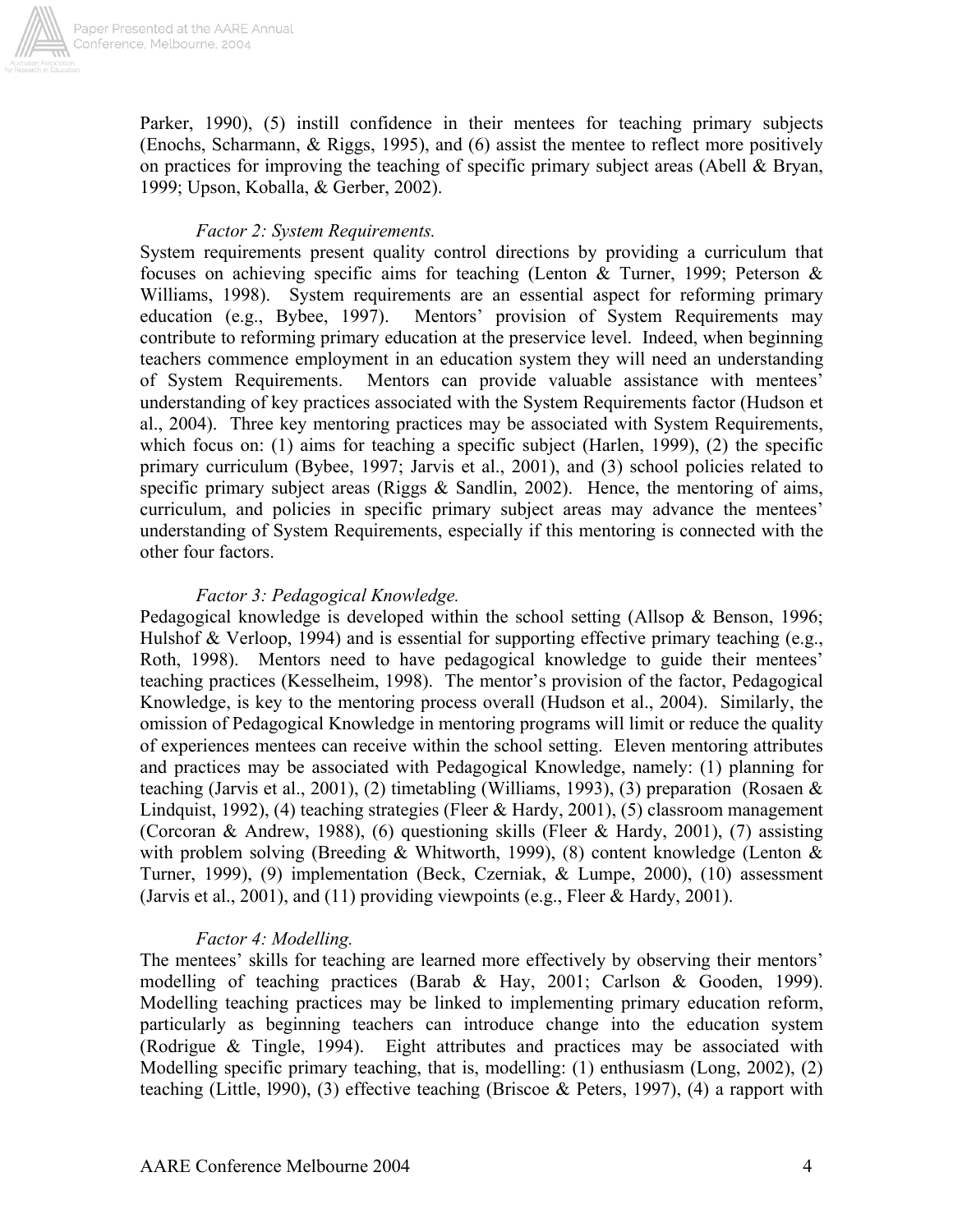Parker, 1990), (5) instill confidence in their mentees for teaching primary subjects (Enochs, Scharmann, & Riggs, 1995), and (6) assist the mentee to reflect more positively on practices for improving the teaching of specific primary subject areas (Abell & Bryan, 1999; Upson, Koballa, & Gerber, 2002).

*Factor 2: System Requirements.*

System requirements present quality control directions by providing a curriculum that focuses on achieving specific aims for teaching (Lenton & Turner, 1999; Peterson & Williams, 1998). System requirements are an essential aspect for reforming primary education (e.g., Bybee, 1997). Mentors' provision of System Requirements may contribute to reforming primary education at the preservice level. Indeed, when beginning teachers commence employment in an education system they will need an understanding of System Requirements. Mentors can provide valuable assistance with mentees' understanding of key practices associated with the System Requirements factor (Hudson et al., 2004). Three key mentoring practices may be associated with System Requirements, which focus on: (1) aims for teaching a specific subject (Harlen, 1999), (2) the specific primary curriculum (Bybee, 1997; Jarvis et al., 2001), and (3) school policies related to specific primary subject areas (Riggs & Sandlin, 2002). Hence, the mentoring of aims, curriculum, and policies in specific primary subject areas may advance the mentees' understanding of System Requirements, especially if this mentoring is connected with the other four factors.

*Factor 3: Pedagogical Knowledge.*

Pedagogical knowledge is developed within the school setting (Allsop & Benson, 1996; Hulshof & Verloop, 1994) and is essential for supporting effective primary teaching (e.g., Roth, 1998). Mentors need to have pedagogical knowledge to guide their mentees' teaching practices (Kesselheim, 1998). The mentor's provision of the factor, Pedagogical Knowledge, is key to the mentoring process overall (Hudson et al., 2004). Similarly, the omission of Pedagogical Knowledge in mentoring programs will limit or reduce the quality of experiences mentees can receive within the school setting. Eleven mentoring attributes and practices may be associated with Pedagogical Knowledge, namely: (1) planning for teaching (Jarvis et al., 2001), (2) timetabling (Williams, 1993), (3) preparation (Rosaen & Lindquist, 1992), (4) teaching strategies (Fleer & Hardy, 2001), (5) classroom management (Corcoran & Andrew, 1988), (6) questioning skills (Fleer & Hardy, 2001), (7) assisting with problem solving (Breeding & Whitworth, 1999), (8) content knowledge (Lenton & Turner, 1999), (9) implementation (Beck, Czerniak, & Lumpe, 2000), (10) assessment (Jarvis et al., 2001), and (11) providing viewpoints (e.g., Fleer & Hardy, 2001).

*Factor 4: Modelling.*

The mentees' skills for teaching are learned more effectively by observing their mentors' modelling of teaching practices (Barab & Hay, 2001; Carlson & Gooden, 1999). Modelling teaching practices may be linked to implementing primary education reform, particularly as beginning teachers can introduce change into the education system (Rodrigue & Tingle, 1994). Eight attributes and practices may be associated with Modelling specific primary teaching, that is, modelling: (1) enthusiasm (Long, 2002), (2) teaching (Little, l990), (3) effective teaching (Briscoe & Peters, 1997), (4) a rapport with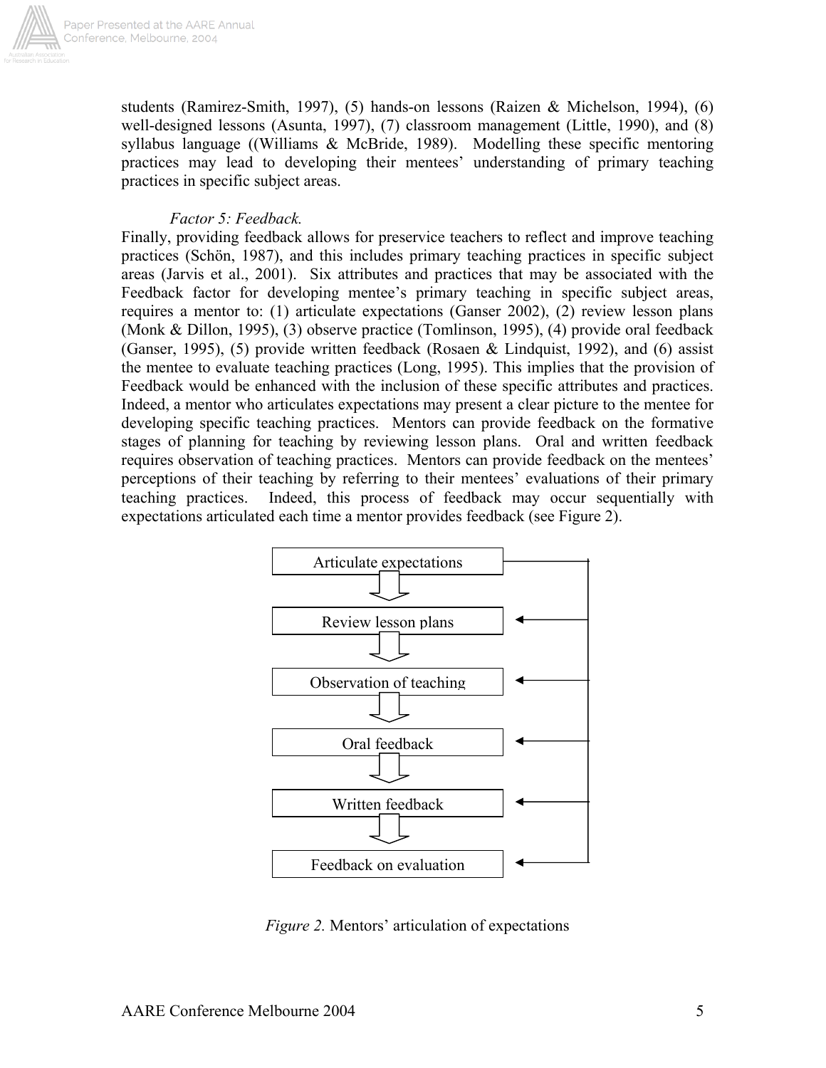students (Ramirez-Smith, 1997), (5) hands-on lessons (Raizen & Michelson, 1994), (6) well-designed lessons (Asunta, 1997), (7) classroom management (Little, 1990), and (8) syllabus language ((Williams & McBride, 1989). Modelling these specific mentoring practices may lead to developing their mentees' understanding of primary teaching practices in specific subject areas.

*Factor 5: Feedback.*

Finally, providing feedback allows for preservice teachers to reflect and improve teaching practices (Schön, 1987), and this includes primary teaching practices in specific subject areas (Jarvis et al., 2001). Six attributes and practices that may be associated with the Feedback factor for developing mentee's primary teaching in specific subject areas, requires a mentor to: (1) articulate expectations (Ganser 2002), (2) review lesson plans (Monk & Dillon, 1995), (3) observe practice (Tomlinson, 1995), (4) provide oral feedback (Ganser, 1995), (5) provide written feedback (Rosaen & Lindquist, 1992), and (6) assist the mentee to evaluate teaching practices (Long, 1995). This implies that the provision of Feedback would be enhanced with the inclusion of these specific attributes and practices. Indeed, a mentor who articulates expectations may present a clear picture to the mentee for developing specific teaching practices. Mentors can provide feedback on the formative stages of planning for teaching by reviewing lesson plans. Oral and written feedback requires observation of teaching practices. Mentors can provide feedback on the mentees' perceptions of their teaching by referring to their mentees' evaluations of their primary teaching practices. Indeed, this process of feedback may occur sequentially with expectations articulated each time a mentor provides feedback (see Figure 2).

Articulate expectations → Review lesson plans → Observation of teaching → Oral feedback → Written feedback → Feedback on evaluation

*Figure 2.* Mentors' articulation of expectations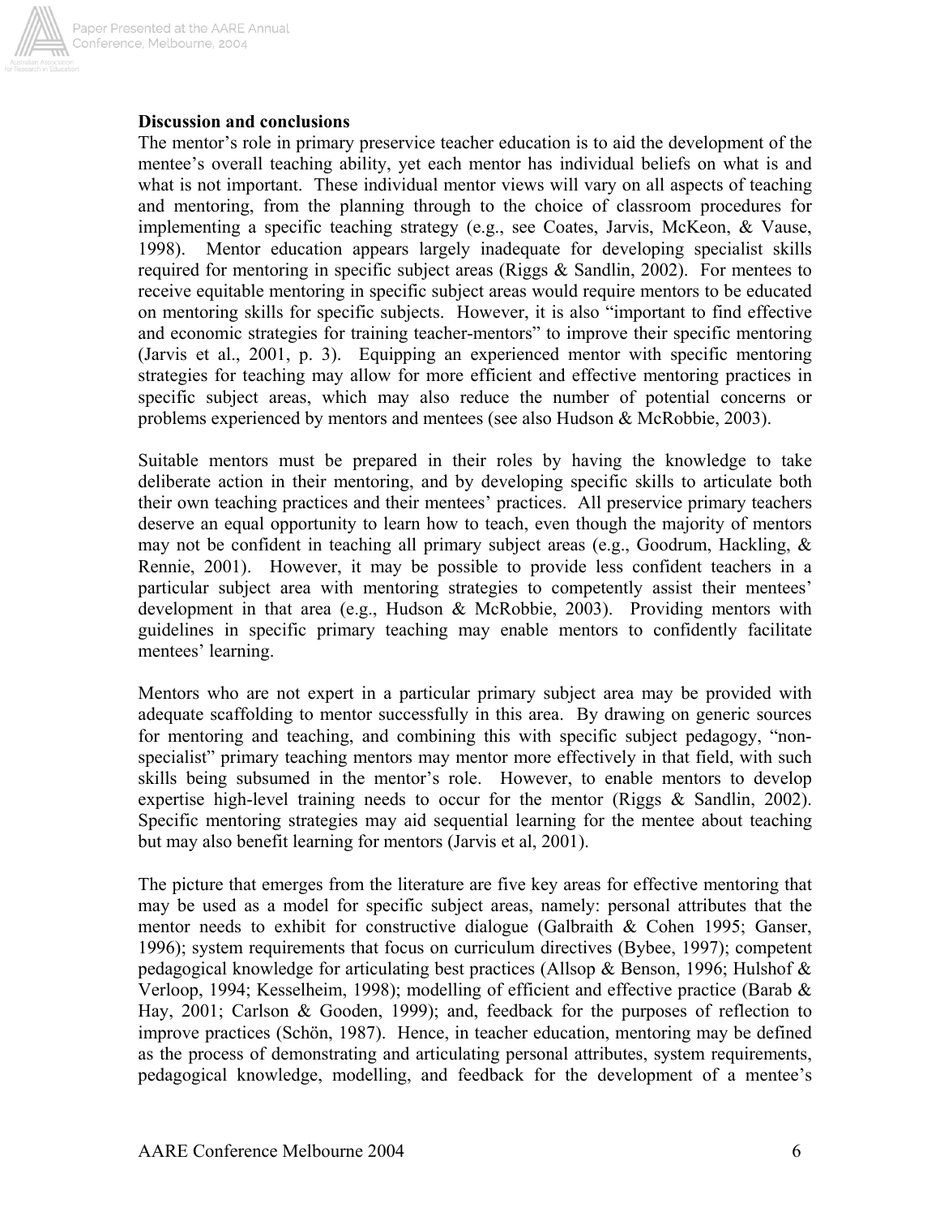**Discussion and conclusions**

The mentor's role in primary preservice teacher education is to aid the development of the mentee's overall teaching ability, yet each mentor has individual beliefs on what is and what is not important. These individual mentor views will vary on all aspects of teaching and mentoring, from the planning through to the choice of classroom procedures for implementing a specific teaching strategy (e.g., see Coates, Jarvis, McKeon, & Vause, 1998). Mentor education appears largely inadequate for developing specialist skills required for mentoring in specific subject areas (Riggs & Sandlin, 2002). For mentees to receive equitable mentoring in specific subject areas would require mentors to be educated on mentoring skills for specific subjects. However, it is also "important to find effective and economic strategies for training teacher-mentors" to improve their specific mentoring (Jarvis et al., 2001, p. 3). Equipping an experienced mentor with specific mentoring strategies for teaching may allow for more efficient and effective mentoring practices in specific subject areas, which may also reduce the number of potential concerns or problems experienced by mentors and mentees (see also Hudson & McRobbie, 2003).

Suitable mentors must be prepared in their roles by having the knowledge to take deliberate action in their mentoring, and by developing specific skills to articulate both their own teaching practices and their mentees' practices. All preservice primary teachers deserve an equal opportunity to learn how to teach, even though the majority of mentors may not be confident in teaching all primary subject areas (e.g., Goodrum, Hackling, & Rennie, 2001). However, it may be possible to provide less confident teachers in a particular subject area with mentoring strategies to competently assist their mentees' development in that area (e.g., Hudson & McRobbie, 2003). Providing mentors with guidelines in specific primary teaching may enable mentors to confidently facilitate mentees' learning.

Mentors who are not expert in a particular primary subject area may be provided with adequate scaffolding to mentor successfully in this area. By drawing on generic sources for mentoring and teaching, and combining this with specific subject pedagogy, "non-specialist" primary teaching mentors may mentor more effectively in that field, with such skills being subsumed in the mentor's role. However, to enable mentors to develop expertise high-level training needs to occur for the mentor (Riggs & Sandlin, 2002). Specific mentoring strategies may aid sequential learning for the mentee about teaching but may also benefit learning for mentors (Jarvis et al, 2001).

The picture that emerges from the literature are five key areas for effective mentoring that may be used as a model for specific subject areas, namely: personal attributes that the mentor needs to exhibit for constructive dialogue (Galbraith & Cohen 1995; Ganser, 1996); system requirements that focus on curriculum directives (Bybee, 1997); competent pedagogical knowledge for articulating best practices (Allsop & Benson, 1996; Hulshof & Verloop, 1994; Kesselheim, 1998); modelling of efficient and effective practice (Barab & Hay, 2001; Carlson & Gooden, 1999); and, feedback for the purposes of reflection to improve practices (Schön, 1987). Hence, in teacher education, mentoring may be defined as the process of demonstrating and articulating personal attributes, system requirements, pedagogical knowledge, modelling, and feedback for the development of a mentee's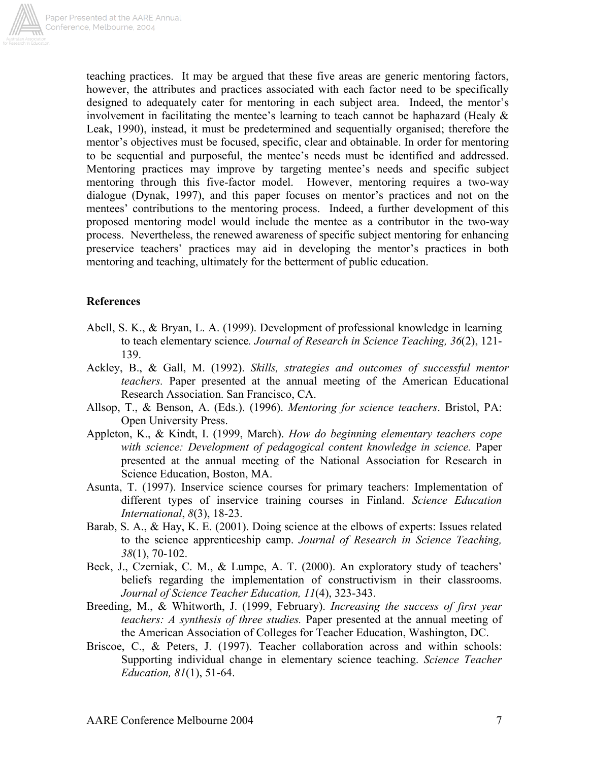teaching practices. It may be argued that these five areas are generic mentoring factors, however, the attributes and practices associated with each factor need to be specifically designed to adequately cater for mentoring in each subject area. Indeed, the mentor's involvement in facilitating the mentee's learning to teach cannot be haphazard (Healy & Leak, 1990), instead, it must be predetermined and sequentially organised; therefore the mentor's objectives must be focused, specific, clear and obtainable. In order for mentoring to be sequential and purposeful, the mentee's needs must be identified and addressed. Mentoring practices may improve by targeting mentee's needs and specific subject mentoring through this five-factor model. However, mentoring requires a two-way dialogue (Dynak, 1997), and this paper focuses on mentor's practices and not on the mentees' contributions to the mentoring process. Indeed, a further development of this proposed mentoring model would include the mentee as a contributor in the two-way process. Nevertheless, the renewed awareness of specific subject mentoring for enhancing preservice teachers' practices may aid in developing the mentor's practices in both mentoring and teaching, ultimately for the betterment of public education.

## References

Abell, S. K., & Bryan, L. A. (1999). Development of professional knowledge in learning to teach elementary science. *Journal of Research in Science Teaching, 36*(2), 121-139.

Ackley, B., & Gall, M. (1992). *Skills, strategies and outcomes of successful mentor teachers.* Paper presented at the annual meeting of the American Educational Research Association. San Francisco, CA.

Allsop, T., & Benson, A. (Eds.). (1996). *Mentoring for science teachers*. Bristol, PA: Open University Press.

Appleton, K., & Kindt, I. (1999, March). *How do beginning elementary teachers cope with science: Development of pedagogical content knowledge in science.* Paper presented at the annual meeting of the National Association for Research in Science Education, Boston, MA.

Asunta, T. (1997). Inservice science courses for primary teachers: Implementation of different types of inservice training courses in Finland. *Science Education International*, *8*(3), 18-23.

Barab, S. A., & Hay, K. E. (2001). Doing science at the elbows of experts: Issues related to the science apprenticeship camp. *Journal of Research in Science Teaching, 38*(1), 70-102.

Beck, J., Czerniak, C. M., & Lumpe, A. T. (2000). An exploratory study of teachers' beliefs regarding the implementation of constructivism in their classrooms. *Journal of Science Teacher Education, 11*(4), 323-343.

Breeding, M., & Whitworth, J. (1999, February). *Increasing the success of first year teachers: A synthesis of three studies.* Paper presented at the annual meeting of the American Association of Colleges for Teacher Education, Washington, DC.

Briscoe, C., & Peters, J. (1997). Teacher collaboration across and within schools: Supporting individual change in elementary science teaching. *Science Teacher Education, 81*(1), 51-64.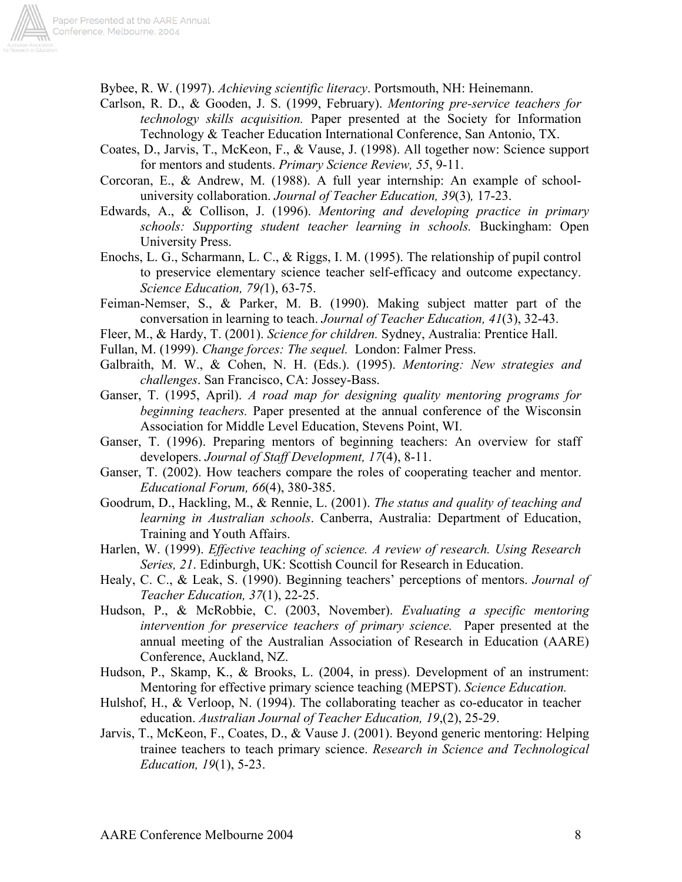Bybee, R. W. (1997). *Achieving scientific literacy*. Portsmouth, NH: Heinemann.

Carlson, R. D., & Gooden, J. S. (1999, February). *Mentoring pre-service teachers for technology skills acquisition.* Paper presented at the Society for Information Technology & Teacher Education International Conference, San Antonio, TX.

Coates, D., Jarvis, T., McKeon, F., & Vause, J. (1998). All together now: Science support for mentors and students. *Primary Science Review, 55*, 9-11.

Corcoran, E., & Andrew, M. (1988). A full year internship: An example of school-university collaboration. *Journal of Teacher Education, 39*(3)*,* 17-23.

Edwards, A., & Collison, J. (1996). *Mentoring and developing practice in primary schools: Supporting student teacher learning in schools.* Buckingham: Open University Press.

Enochs, L. G., Scharmann, L. C., & Riggs, I. M. (1995). The relationship of pupil control to preservice elementary science teacher self-efficacy and outcome expectancy. *Science Education, 79(*1), 63-75.

Feiman-Nemser, S., & Parker, M. B. (1990). Making subject matter part of the conversation in learning to teach. *Journal of Teacher Education, 41*(3), 32-43.

Fleer, M., & Hardy, T. (2001). *Science for children.* Sydney, Australia: Prentice Hall.

Fullan, M. (1999). *Change forces: The sequel.* London: Falmer Press.

Galbraith, M. W., & Cohen, N. H. (Eds.). (1995). *Mentoring: New strategies and challenges*. San Francisco, CA: Jossey-Bass.

Ganser, T. (1995, April). *A road map for designing quality mentoring programs for beginning teachers.* Paper presented at the annual conference of the Wisconsin Association for Middle Level Education, Stevens Point, WI.

Ganser, T. (1996). Preparing mentors of beginning teachers: An overview for staff developers. *Journal of Staff Development, 17*(4), 8-11.

Ganser, T. (2002). How teachers compare the roles of cooperating teacher and mentor. *Educational Forum, 66*(4), 380-385.

Goodrum, D., Hackling, M., & Rennie, L. (2001). *The status and quality of teaching and learning in Australian schools*. Canberra, Australia: Department of Education, Training and Youth Affairs.

Harlen, W. (1999). *Effective teaching of science. A review of research. Using Research Series, 21*. Edinburgh, UK: Scottish Council for Research in Education.

Healy, C. C., & Leak, S. (1990). Beginning teachers' perceptions of mentors. *Journal of Teacher Education, 37*(1), 22-25.

Hudson, P., & McRobbie, C. (2003, November). *Evaluating a specific mentoring intervention for preservice teachers of primary science.* Paper presented at the annual meeting of the Australian Association of Research in Education (AARE) Conference, Auckland, NZ.

Hudson, P., Skamp, K., & Brooks, L. (2004, in press). Development of an instrument: Mentoring for effective primary science teaching (MEPST). *Science Education.*

Hulshof, H., & Verloop, N. (1994). The collaborating teacher as co-educator in teacher education. *Australian Journal of Teacher Education, 19*,(2), 25-29.

Jarvis, T., McKeon, F., Coates, D., & Vause J. (2001). Beyond generic mentoring: Helping trainee teachers to teach primary science. *Research in Science and Technological Education, 19*(1), 5-23.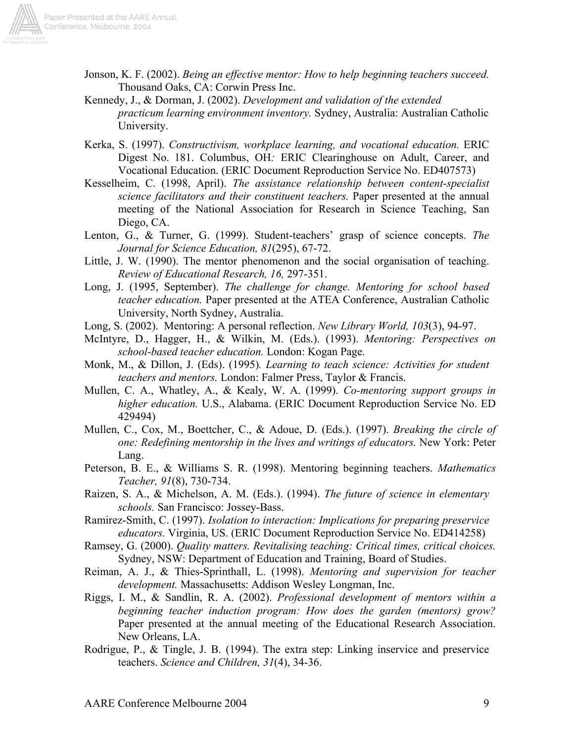Jonson, K. F. (2002). *Being an effective mentor: How to help beginning teachers succeed.* Thousand Oaks, CA: Corwin Press Inc.

Kennedy, J., & Dorman, J. (2002). *Development and validation of the extended practicum learning environment inventory.* Sydney, Australia: Australian Catholic University.

Kerka, S. (1997). *Constructivism, workplace learning, and vocational education.* ERIC Digest No. 181. Columbus, OH*:* ERIC Clearinghouse on Adult, Career, and Vocational Education. (ERIC Document Reproduction Service No. ED407573)

Kesselheim, C. (1998, April). *The assistance relationship between content-specialist science facilitators and their constituent teachers.* Paper presented at the annual meeting of the National Association for Research in Science Teaching, San Diego, CA.

Lenton, G., & Turner, G. (1999). Student-teachers' grasp of science concepts. *The Journal for Science Education, 81*(295), 67-72.

Little, J. W. (1990). The mentor phenomenon and the social organisation of teaching. *Review of Educational Research, 16,* 297-351.

Long, J. (1995, September). *The challenge for change. Mentoring for school based teacher education.* Paper presented at the ATEA Conference, Australian Catholic University, North Sydney, Australia.

Long, S. (2002). Mentoring: A personal reflection. *New Library World, 103*(3), 94-97.

McIntyre, D., Hagger, H., & Wilkin, M. (Eds.). (1993). *Mentoring: Perspectives on school-based teacher education.* London: Kogan Page.

Monk, M., & Dillon, J. (Eds). (1995)*. Learning to teach science: Activities for student teachers and mentors.* London: Falmer Press, Taylor & Francis.

Mullen, C. A., Whatley, A., & Kealy, W. A. (1999). *Co-mentoring support groups in higher education.* U.S., Alabama. (ERIC Document Reproduction Service No. ED 429494)

Mullen, C., Cox, M., Boettcher, C., & Adoue, D. (Eds.). (1997). *Breaking the circle of one: Redefining mentorship in the lives and writings of educators.* New York: Peter Lang.

Peterson, B. E., & Williams S. R. (1998). Mentoring beginning teachers. *Mathematics Teacher, 91*(8), 730-734.

Raizen, S. A., & Michelson, A. M. (Eds.). (1994). *The future of science in elementary schools.* San Francisco: Jossey-Bass.

Ramirez-Smith, C. (1997). *Isolation to interaction: Implications for preparing preservice educators.* Virginia, US. (ERIC Document Reproduction Service No. ED414258)

Ramsey, G. (2000). *Quality matters. Revitalising teaching: Critical times, critical choices.* Sydney, NSW: Department of Education and Training, Board of Studies.

Reiman, A. J., & Thies-Sprinthall, L. (1998). *Mentoring and supervision for teacher development.* Massachusetts: Addison Wesley Longman, Inc.

Riggs, I. M., & Sandlin, R. A. (2002). *Professional development of mentors within a beginning teacher induction program: How does the garden (mentors) grow?* Paper presented at the annual meeting of the Educational Research Association. New Orleans, LA.

Rodrigue, P., & Tingle, J. B. (1994). The extra step: Linking inservice and preservice teachers. *Science and Children, 31*(4), 34-36.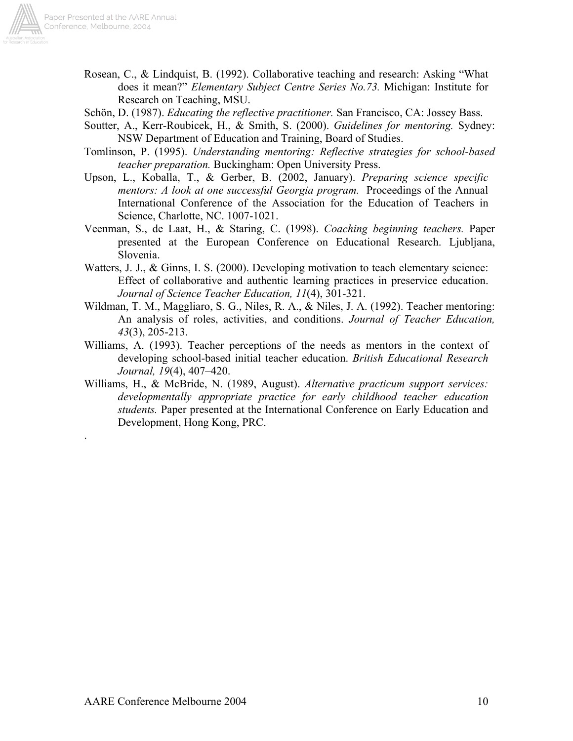Rosean, C., & Lindquist, B. (1992). Collaborative teaching and research: Asking "What does it mean?" *Elementary Subject Centre Series No.73.* Michigan: Institute for Research on Teaching, MSU.

Schön, D. (1987). *Educating the reflective practitioner.* San Francisco, CA: Jossey Bass.

Soutter, A., Kerr-Roubicek, H., & Smith, S. (2000). *Guidelines for mentoring.* Sydney: NSW Department of Education and Training, Board of Studies.

Tomlinson, P. (1995). *Understanding mentoring: Reflective strategies for school-based teacher preparation.* Buckingham: Open University Press.

Upson, L., Koballa, T., & Gerber, B. (2002, January). *Preparing science specific mentors: A look at one successful Georgia program.* Proceedings of the Annual International Conference of the Association for the Education of Teachers in Science, Charlotte, NC. 1007-1021.

Veenman, S., de Laat, H., & Staring, C. (1998). *Coaching beginning teachers.* Paper presented at the European Conference on Educational Research. Ljubljana, Slovenia.

Watters, J. J., & Ginns, I. S. (2000). Developing motivation to teach elementary science: Effect of collaborative and authentic learning practices in preservice education. *Journal of Science Teacher Education, 11*(4), 301-321.

Wildman, T. M., Maggliaro, S. G., Niles, R. A., & Niles, J. A. (1992). Teacher mentoring: An analysis of roles, activities, and conditions. *Journal of Teacher Education, 43*(3), 205-213.

Williams, A. (1993). Teacher perceptions of the needs as mentors in the context of developing school-based initial teacher education. *British Educational Research Journal, 19*(4), 407–420.

Williams, H., & McBride, N. (1989, August). *Alternative practicum support services: developmentally appropriate practice for early childhood teacher education students.* Paper presented at the International Conference on Early Education and Development, Hong Kong, PRC.

.